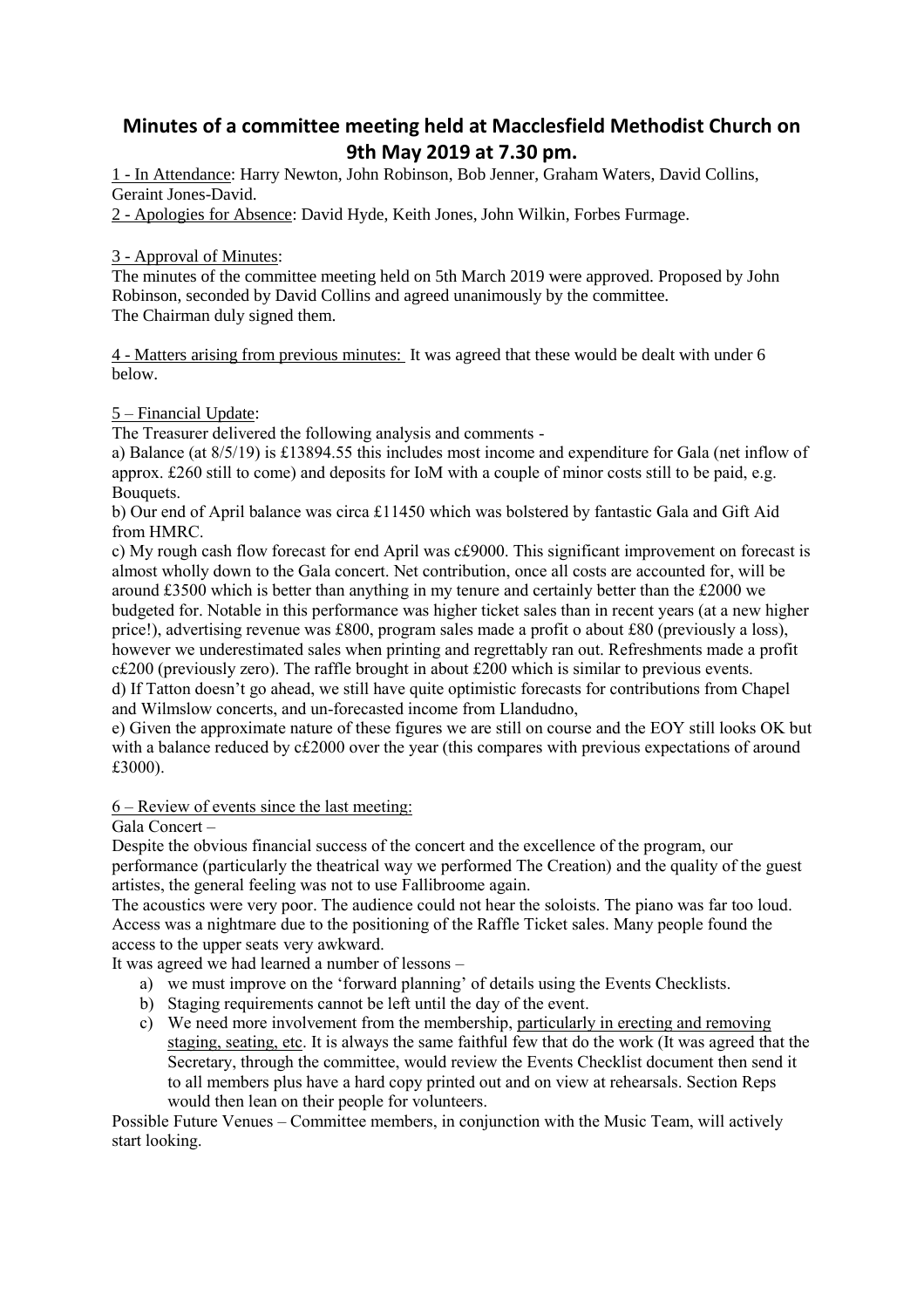# Minutes of a committee meeting held at Macclesfield Methodist Church on 9th May 2019 at 7.30 pm.

1 - <u>In Attendance</u>: Harry Newton, John Robinson, Bob Jenner, Graham Waters, David Collins, Geraint Jones-David.

2 - <u>Apologies for Absence</u>: David Hyde, Keith Jones, John Wilkin, Forbes Furmage.

3 - <u>Approval of Minutes</u>:

The minutes of the committee meeting held on 5th March 2019 were approved. Proposed by John Robinson, seconded by David Collins and agreed unanimously by the committee.
The Chairman duly signed them.

4 - <u>Matters arising from previous minutes:</u> It was agreed that these would be dealt with under 6 below.

5 – <u>Financial Update</u>:

The Treasurer delivered the following analysis and comments -

a) Balance (at 8/5/19) is £13894.55 this includes most income and expenditure for Gala (net inflow of approx. £260 still to come) and deposits for IoM with a couple of minor costs still to be paid, e.g. Bouquets.

b) Our end of April balance was circa £11450 which was bolstered by fantastic Gala and Gift Aid from HMRC.

c) My rough cash flow forecast for end April was c£9000. This significant improvement on forecast is almost wholly down to the Gala concert. Net contribution, once all costs are accounted for, will be around £3500 which is better than anything in my tenure and certainly better than the £2000 we budgeted for. Notable in this performance was higher ticket sales than in recent years (at a new higher price!), advertising revenue was £800, program sales made a profit o about £80 (previously a loss), however we underestimated sales when printing and regrettably ran out. Refreshments made a profit c£200 (previously zero). The raffle brought in about £200 which is similar to previous events.

d) If Tatton doesn't go ahead, we still have quite optimistic forecasts for contributions from Chapel and Wilmslow concerts, and un-forecasted income from Llandudno,

e) Given the approximate nature of these figures we are still on course and the EOY still looks OK but with a balance reduced by c£2000 over the year (this compares with previous expectations of around £3000).

6 – <u>Review of events since the last meeting:</u>

Gala Concert –

Despite the obvious financial success of the concert and the excellence of the program, our performance (particularly the theatrical way we performed The Creation) and the quality of the guest artistes, the general feeling was not to use Fallibroome again.

The acoustics were very poor. The audience could not hear the soloists. The piano was far too loud. Access was a nightmare due to the positioning of the Raffle Ticket sales. Many people found the access to the upper seats very awkward.

It was agreed we had learned a number of lessons –

a) we must improve on the 'forward planning' of details using the Events Checklists.
b) Staging requirements cannot be left until the day of the event.
c) We need more involvement from the membership, <u>particularly in erecting and removing staging, seating, etc</u>. It is always the same faithful few that do the work (It was agreed that the Secretary, through the committee, would review the Events Checklist document then send it to all members plus have a hard copy printed out and on view at rehearsals. Section Reps would then lean on their people for volunteers.

Possible Future Venues – Committee members, in conjunction with the Music Team, will actively start looking.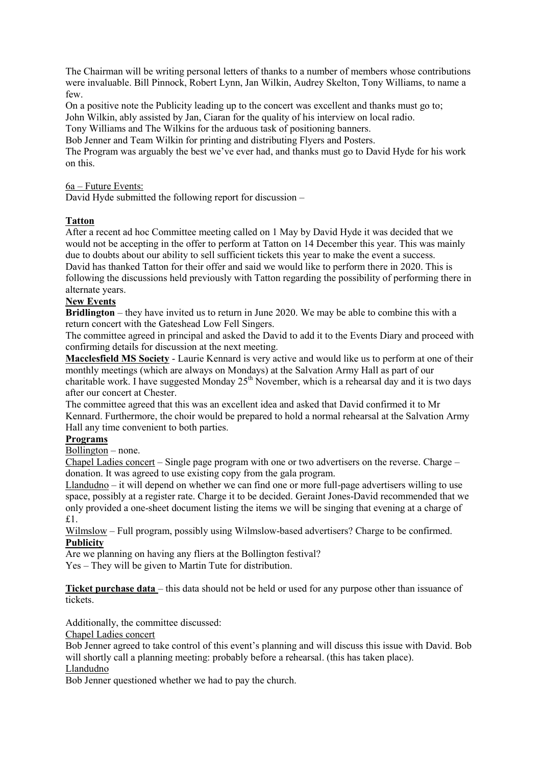The Chairman will be writing personal letters of thanks to a number of members whose contributions were invaluable. Bill Pinnock, Robert Lynn, Jan Wilkin, Audrey Skelton, Tony Williams, to name a few.

On a positive note the Publicity leading up to the concert was excellent and thanks must go to;
John Wilkin, ably assisted by Jan, Ciaran for the quality of his interview on local radio.
Tony Williams and The Wilkins for the arduous task of positioning banners.
Bob Jenner and Team Wilkin for printing and distributing Flyers and Posters.
The Program was arguably the best we've ever had, and thanks must go to David Hyde for his work on this.

6a – Future Events:

David Hyde submitted the following report for discussion –

**Tatton**

After a recent ad hoc Committee meeting called on 1 May by David Hyde it was decided that we would not be accepting in the offer to perform at Tatton on 14 December this year. This was mainly due to doubts about our ability to sell sufficient tickets this year to make the event a success.
David has thanked Tatton for their offer and said we would like to perform there in 2020. This is following the discussions held previously with Tatton regarding the possibility of performing there in alternate years.

**New Events**

**Bridlington** – they have invited us to return in June 2020. We may be able to combine this with a return concert with the Gateshead Low Fell Singers.
The committee agreed in principal and asked the David to add it to the Events Diary and proceed with confirming details for discussion at the next meeting.

**Macclesfield MS Society** - Laurie Kennard is very active and would like us to perform at one of their monthly meetings (which are always on Mondays) at the Salvation Army Hall as part of our charitable work. I have suggested Monday 25th November, which is a rehearsal day and it is two days after our concert at Chester.
The committee agreed that this was an excellent idea and asked that David confirmed it to Mr Kennard. Furthermore, the choir would be prepared to hold a normal rehearsal at the Salvation Army Hall any time convenient to both parties.

**Programs**

Bollington – none.

Chapel Ladies concert – Single page program with one or two advertisers on the reverse. Charge – donation. It was agreed to use existing copy from the gala program.

Llandudno – it will depend on whether we can find one or more full-page advertisers willing to use space, possibly at a register rate. Charge it to be decided. Geraint Jones-David recommended that we only provided a one-sheet document listing the items we will be singing that evening at a charge of £1.

Wilmslow – Full program, possibly using Wilmslow-based advertisers? Charge to be confirmed.

**Publicity**

Are we planning on having any fliers at the Bollington festival?
Yes – They will be given to Martin Tute for distribution.

**Ticket purchase data** – this data should not be held or used for any purpose other than issuance of tickets.

Additionally, the committee discussed:

Chapel Ladies concert

Bob Jenner agreed to take control of this event's planning and will discuss this issue with David. Bob will shortly call a planning meeting: probably before a rehearsal. (this has taken place).

Llandudno

Bob Jenner questioned whether we had to pay the church.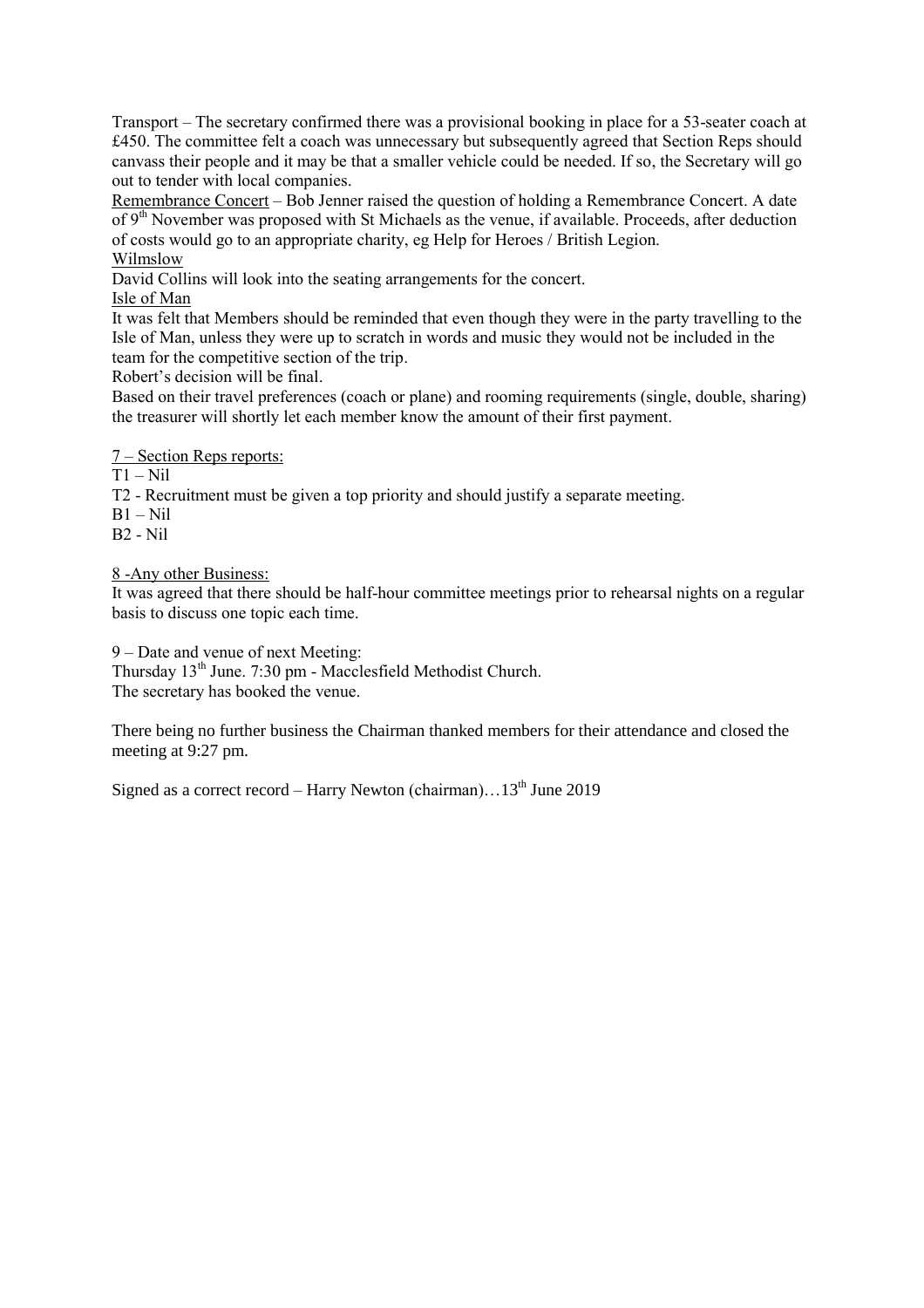Transport – The secretary confirmed there was a provisional booking in place for a 53-seater coach at £450. The committee felt a coach was unnecessary but subsequently agreed that Section Reps should canvass their people and it may be that a smaller vehicle could be needed. If so, the Secretary will go out to tender with local companies.

Remembrance Concert – Bob Jenner raised the question of holding a Remembrance Concert. A date of 9th November was proposed with St Michaels as the venue, if available. Proceeds, after deduction of costs would go to an appropriate charity, eg Help for Heroes / British Legion.

Wilmslow

David Collins will look into the seating arrangements for the concert.

Isle of Man

It was felt that Members should be reminded that even though they were in the party travelling to the Isle of Man, unless they were up to scratch in words and music they would not be included in the team for the competitive section of the trip.

Robert's decision will be final.

Based on their travel preferences (coach or plane) and rooming requirements (single, double, sharing) the treasurer will shortly let each member know the amount of their first payment.

7 – Section Reps reports:

T1 – Nil

T2 - Recruitment must be given a top priority and should justify a separate meeting.

B1 – Nil

B2 - Nil

8 -Any other Business:

It was agreed that there should be half-hour committee meetings prior to rehearsal nights on a regular basis to discuss one topic each time.

9 – Date and venue of next Meeting:

Thursday 13th June. 7:30 pm - Macclesfield Methodist Church.

The secretary has booked the venue.

There being no further business the Chairman thanked members for their attendance and closed the meeting at 9:27 pm.

Signed as a correct record – Harry Newton (chairman)…13th June 2019